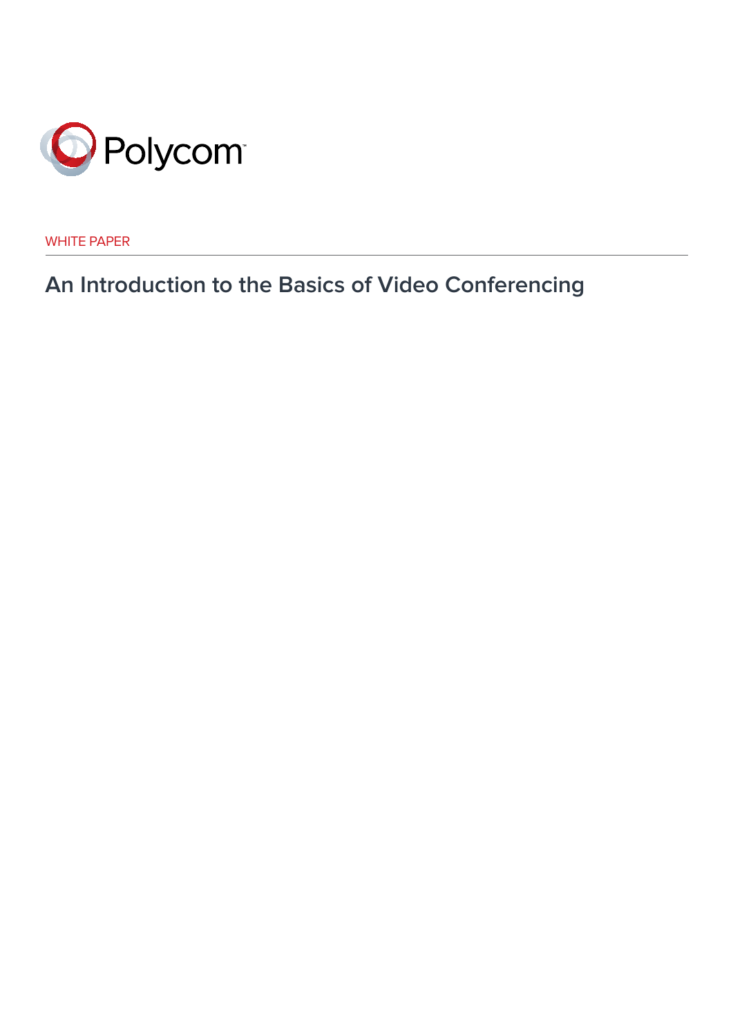Polycom

WHITE PAPER

# An Introduction to the Basics of Video Conferencing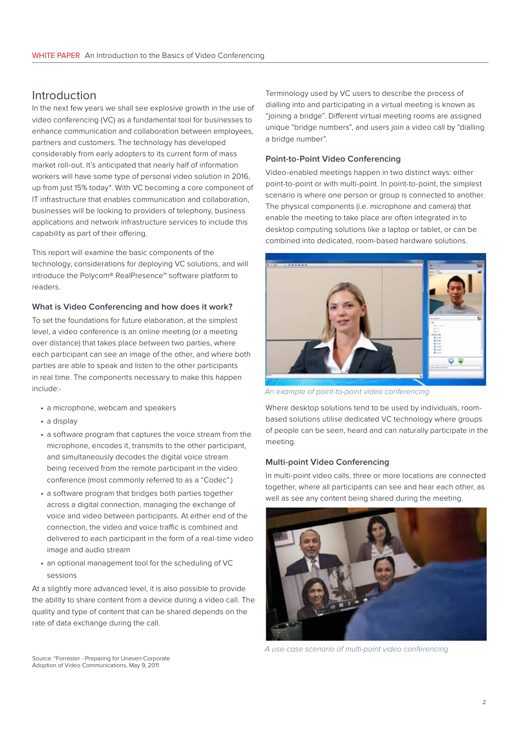## Introduction

In the next few years we shall see explosive growth in the use of video conferencing (VC) as a fundamental tool for businesses to enhance communication and collaboration between employees, partners and customers. The technology has developed considerably from early adopters to its current form of mass market roll-out. It's anticipated that nearly half of information workers will have some type of personal video solution in 2016, up from just 15% today*. With VC becoming a core component of IT infrastructure that enables communication and collaboration, businesses will be looking to providers of telephony, business applications and network infrastructure services to include this capability as part of their offering.

This report will examine the basic components of the technology, considerations for deploying VC solutions, and will introduce the Polycom® RealPresence™ software platform to readers.

### What is Video Conferencing and how does it work?

To set the foundations for future elaboration, at the simplest level, a video conference is an online meeting (or a meeting over distance) that takes place between two parties, where each participant can see an image of the other, and where both parties are able to speak and listen to the other participants in real time. The components necessary to make this happen include:-

- a microphone, webcam and speakers
- a display
- a software program that captures the voice stream from the microphone, encodes it, transmits to the other participant, and simultaneously decodes the digital voice stream being received from the remote participant in the video conference (most commonly referred to as a "Codec".)
- a software program that bridges both parties together across a digital connection, managing the exchange of voice and video between participants. At either end of the connection, the video and voice traffic is combined and delivered to each participant in the form of a real-time video image and audio stream
- an optional management tool for the scheduling of VC sessions

At a slightly more advanced level, it is also possible to provide the ability to share content from a device during a video call. The quality and type of content that can be shared depends on the rate of data exchange during the call.

Source: *Forrester - Preparing for Uneven Corporate Adoption of Video Communications, May 9, 2011

Terminology used by VC users to describe the process of dialling into and participating in a virtual meeting is known as "joining a bridge". Different virtual meeting rooms are assigned unique "bridge numbers", and users join a video call by "dialling a bridge number".

### Point-to-Point Video Conferencing

Video-enabled meetings happen in two distinct ways: either point-to-point or with multi-point. In point-to-point, the simplest scenario is where one person or group is connected to another. The physical components (i.e. microphone and camera) that enable the meeting to take place are often integrated in to desktop computing solutions like a laptop or tablet, or can be combined into dedicated, room-based hardware solutions.

*An example of point-to-point video conferencing*

Where desktop solutions tend to be used by individuals, room-based solutions utilise dedicated VC technology where groups of people can be seen, heard and can naturally participate in the meeting.

### Multi-point Video Conferencing

In multi-point video calls, three or more locations are connected together, where all participants can see and hear each other, as well as see any content being shared during the meeting.

*A use-case scenario of multi-point video conferencing*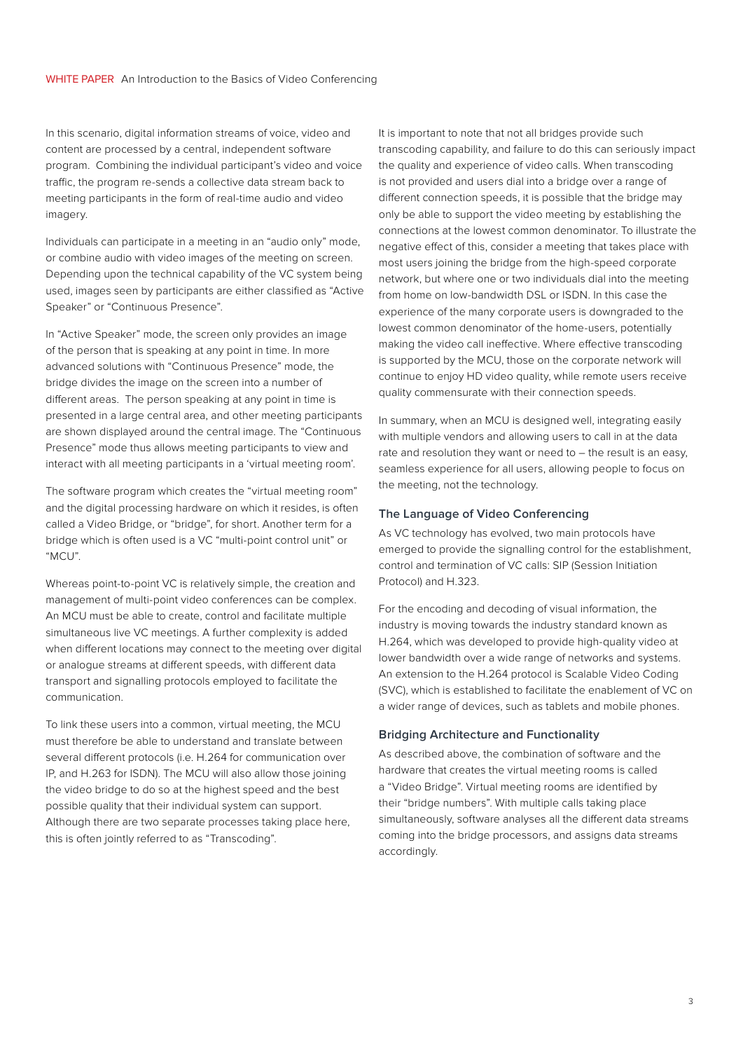In this scenario, digital information streams of voice, video and content are processed by a central, independent software program. Combining the individual participant's video and voice traffic, the program re-sends a collective data stream back to meeting participants in the form of real-time audio and video imagery.

Individuals can participate in a meeting in an "audio only" mode, or combine audio with video images of the meeting on screen. Depending upon the technical capability of the VC system being used, images seen by participants are either classified as "Active Speaker" or "Continuous Presence".

In "Active Speaker" mode, the screen only provides an image of the person that is speaking at any point in time. In more advanced solutions with "Continuous Presence" mode, the bridge divides the image on the screen into a number of different areas. The person speaking at any point in time is presented in a large central area, and other meeting participants are shown displayed around the central image. The "Continuous Presence" mode thus allows meeting participants to view and interact with all meeting participants in a 'virtual meeting room'.

The software program which creates the "virtual meeting room" and the digital processing hardware on which it resides, is often called a Video Bridge, or "bridge", for short. Another term for a bridge which is often used is a VC "multi-point control unit" or "MCU".

Whereas point-to-point VC is relatively simple, the creation and management of multi-point video conferences can be complex. An MCU must be able to create, control and facilitate multiple simultaneous live VC meetings. A further complexity is added when different locations may connect to the meeting over digital or analogue streams at different speeds, with different data transport and signalling protocols employed to facilitate the communication.

To link these users into a common, virtual meeting, the MCU must therefore be able to understand and translate between several different protocols (i.e. H.264 for communication over IP, and H.263 for ISDN). The MCU will also allow those joining the video bridge to do so at the highest speed and the best possible quality that their individual system can support. Although there are two separate processes taking place here, this is often jointly referred to as "Transcoding".

It is important to note that not all bridges provide such transcoding capability, and failure to do this can seriously impact the quality and experience of video calls. When transcoding is not provided and users dial into a bridge over a range of different connection speeds, it is possible that the bridge may only be able to support the video meeting by establishing the connections at the lowest common denominator. To illustrate the negative effect of this, consider a meeting that takes place with most users joining the bridge from the high-speed corporate network, but where one or two individuals dial into the meeting from home on low-bandwidth DSL or ISDN. In this case the experience of the many corporate users is downgraded to the lowest common denominator of the home-users, potentially making the video call ineffective. Where effective transcoding is supported by the MCU, those on the corporate network will continue to enjoy HD video quality, while remote users receive quality commensurate with their connection speeds.

In summary, when an MCU is designed well, integrating easily with multiple vendors and allowing users to call in at the data rate and resolution they want or need to – the result is an easy, seamless experience for all users, allowing people to focus on the meeting, not the technology.

## The Language of Video Conferencing

As VC technology has evolved, two main protocols have emerged to provide the signalling control for the establishment, control and termination of VC calls: SIP (Session Initiation Protocol) and H.323.

For the encoding and decoding of visual information, the industry is moving towards the industry standard known as H.264, which was developed to provide high-quality video at lower bandwidth over a wide range of networks and systems. An extension to the H.264 protocol is Scalable Video Coding (SVC), which is established to facilitate the enablement of VC on a wider range of devices, such as tablets and mobile phones.

## Bridging Architecture and Functionality

As described above, the combination of software and the hardware that creates the virtual meeting rooms is called a "Video Bridge". Virtual meeting rooms are identified by their "bridge numbers". With multiple calls taking place simultaneously, software analyses all the different data streams coming into the bridge processors, and assigns data streams accordingly.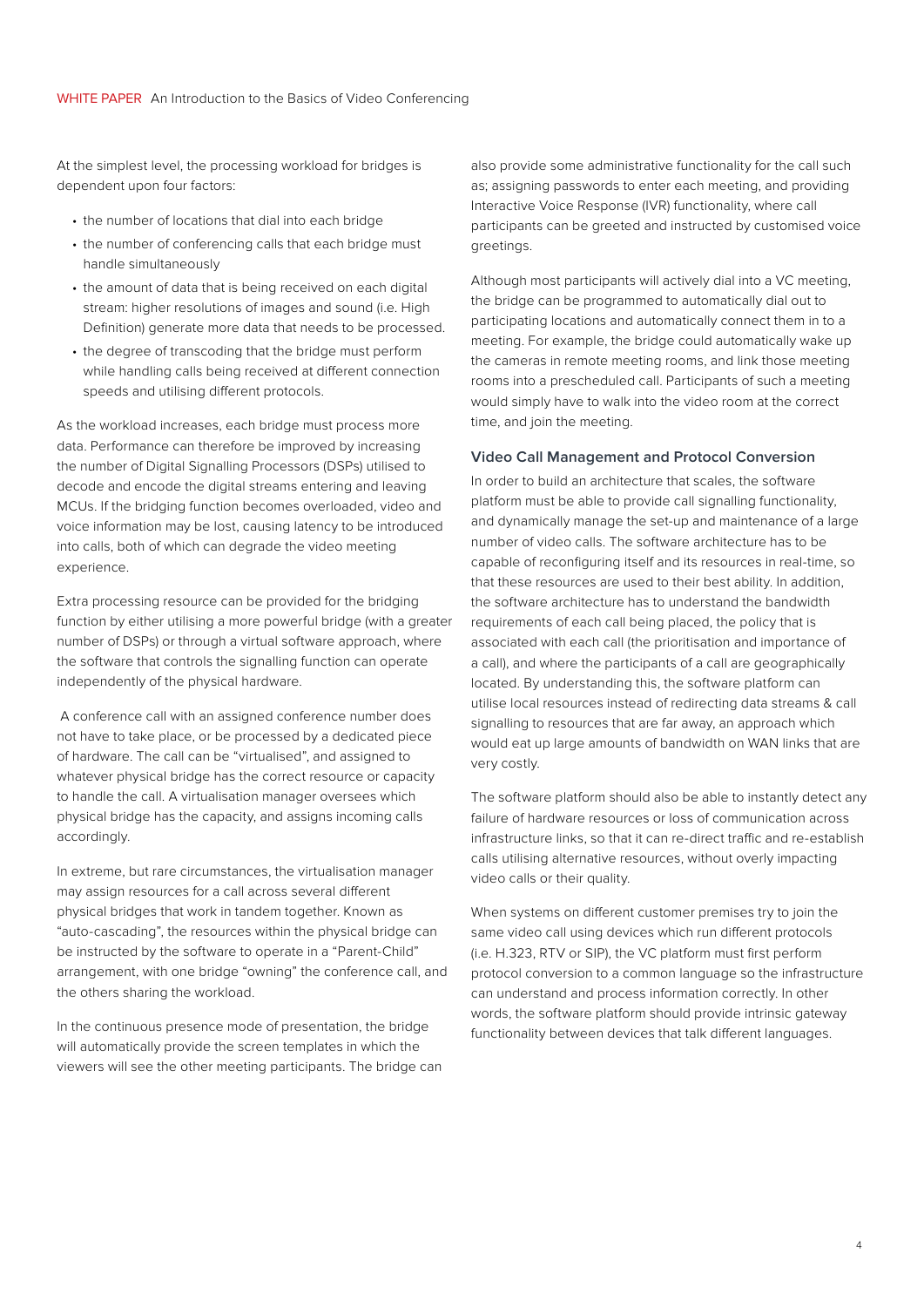At the simplest level, the processing workload for bridges is dependent upon four factors:

- the number of locations that dial into each bridge
- the number of conferencing calls that each bridge must handle simultaneously
- the amount of data that is being received on each digital stream: higher resolutions of images and sound (i.e. High Definition) generate more data that needs to be processed.
- the degree of transcoding that the bridge must perform while handling calls being received at different connection speeds and utilising different protocols.

As the workload increases, each bridge must process more data. Performance can therefore be improved by increasing the number of Digital Signalling Processors (DSPs) utilised to decode and encode the digital streams entering and leaving MCUs. If the bridging function becomes overloaded, video and voice information may be lost, causing latency to be introduced into calls, both of which can degrade the video meeting experience.

Extra processing resource can be provided for the bridging function by either utilising a more powerful bridge (with a greater number of DSPs) or through a virtual software approach, where the software that controls the signalling function can operate independently of the physical hardware.

A conference call with an assigned conference number does not have to take place, or be processed by a dedicated piece of hardware. The call can be "virtualised", and assigned to whatever physical bridge has the correct resource or capacity to handle the call. A virtualisation manager oversees which physical bridge has the capacity, and assigns incoming calls accordingly.

In extreme, but rare circumstances, the virtualisation manager may assign resources for a call across several different physical bridges that work in tandem together. Known as "auto-cascading", the resources within the physical bridge can be instructed by the software to operate in a "Parent-Child" arrangement, with one bridge "owning" the conference call, and the others sharing the workload.

In the continuous presence mode of presentation, the bridge will automatically provide the screen templates in which the viewers will see the other meeting participants. The bridge can also provide some administrative functionality for the call such as; assigning passwords to enter each meeting, and providing Interactive Voice Response (IVR) functionality, where call participants can be greeted and instructed by customised voice greetings.

Although most participants will actively dial into a VC meeting, the bridge can be programmed to automatically dial out to participating locations and automatically connect them in to a meeting. For example, the bridge could automatically wake up the cameras in remote meeting rooms, and link those meeting rooms into a prescheduled call. Participants of such a meeting would simply have to walk into the video room at the correct time, and join the meeting.

### Video Call Management and Protocol Conversion

In order to build an architecture that scales, the software platform must be able to provide call signalling functionality, and dynamically manage the set-up and maintenance of a large number of video calls. The software architecture has to be capable of reconfiguring itself and its resources in real-time, so that these resources are used to their best ability. In addition, the software architecture has to understand the bandwidth requirements of each call being placed, the policy that is associated with each call (the prioritisation and importance of a call), and where the participants of a call are geographically located. By understanding this, the software platform can utilise local resources instead of redirecting data streams & call signalling to resources that are far away, an approach which would eat up large amounts of bandwidth on WAN links that are very costly.

The software platform should also be able to instantly detect any failure of hardware resources or loss of communication across infrastructure links, so that it can re-direct traffic and re-establish calls utilising alternative resources, without overly impacting video calls or their quality.

When systems on different customer premises try to join the same video call using devices which run different protocols (i.e. H.323, RTV or SIP), the VC platform must first perform protocol conversion to a common language so the infrastructure can understand and process information correctly. In other words, the software platform should provide intrinsic gateway functionality between devices that talk different languages.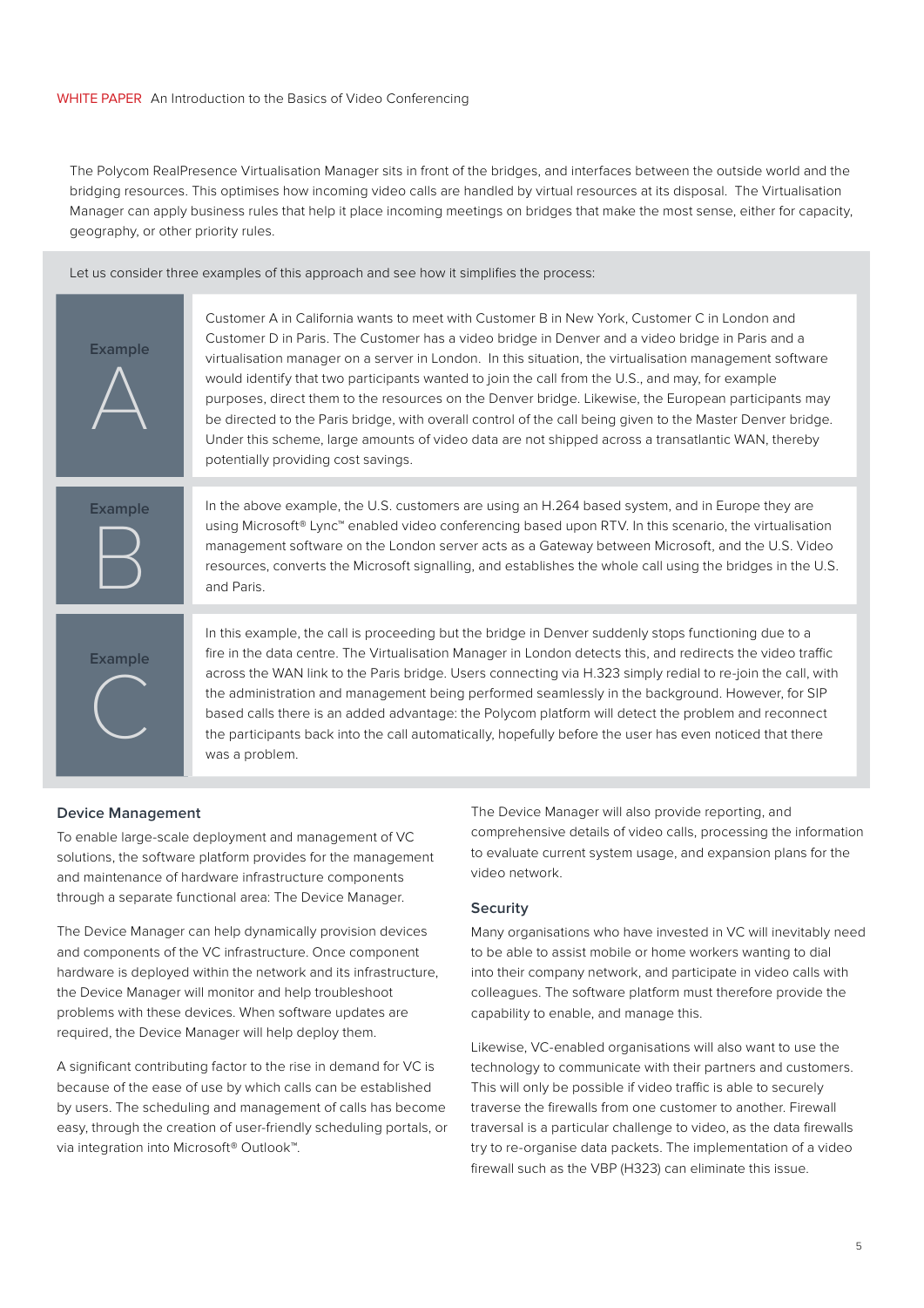The Polycom RealPresence Virtualisation Manager sits in front of the bridges, and interfaces between the outside world and the bridging resources. This optimises how incoming video calls are handled by virtual resources at its disposal. The Virtualisation Manager can apply business rules that help it place incoming meetings on bridges that make the most sense, either for capacity, geography, or other priority rules.

Let us consider three examples of this approach and see how it simplifies the process:

**Example A**

Customer A in California wants to meet with Customer B in New York, Customer C in London and Customer D in Paris. The Customer has a video bridge in Denver and a video bridge in Paris and a virtualisation manager on a server in London. In this situation, the virtualisation management software would identify that two participants wanted to join the call from the U.S., and may, for example purposes, direct them to the resources on the Denver bridge. Likewise, the European participants may be directed to the Paris bridge, with overall control of the call being given to the Master Denver bridge. Under this scheme, large amounts of video data are not shipped across a transatlantic WAN, thereby potentially providing cost savings.

**Example B**

In the above example, the U.S. customers are using an H.264 based system, and in Europe they are using Microsoft® Lync™ enabled video conferencing based upon RTV. In this scenario, the virtualisation management software on the London server acts as a Gateway between Microsoft, and the U.S. Video resources, converts the Microsoft signalling, and establishes the whole call using the bridges in the U.S. and Paris.

**Example C**

In this example, the call is proceeding but the bridge in Denver suddenly stops functioning due to a fire in the data centre. The Virtualisation Manager in London detects this, and redirects the video traffic across the WAN link to the Paris bridge. Users connecting via H.323 simply redial to re-join the call, with the administration and management being performed seamlessly in the background. However, for SIP based calls there is an added advantage: the Polycom platform will detect the problem and reconnect the participants back into the call automatically, hopefully before the user has even noticed that there was a problem.

### Device Management

To enable large-scale deployment and management of VC solutions, the software platform provides for the management and maintenance of hardware infrastructure components through a separate functional area: The Device Manager.

The Device Manager can help dynamically provision devices and components of the VC infrastructure. Once component hardware is deployed within the network and its infrastructure, the Device Manager will monitor and help troubleshoot problems with these devices. When software updates are required, the Device Manager will help deploy them.

A significant contributing factor to the rise in demand for VC is because of the ease of use by which calls can be established by users. The scheduling and management of calls has become easy, through the creation of user-friendly scheduling portals, or via integration into Microsoft® Outlook™.

The Device Manager will also provide reporting, and comprehensive details of video calls, processing the information to evaluate current system usage, and expansion plans for the video network.

### Security

Many organisations who have invested in VC will inevitably need to be able to assist mobile or home workers wanting to dial into their company network, and participate in video calls with colleagues. The software platform must therefore provide the capability to enable, and manage this.

Likewise, VC-enabled organisations will also want to use the technology to communicate with their partners and customers. This will only be possible if video traffic is able to securely traverse the firewalls from one customer to another. Firewall traversal is a particular challenge to video, as the data firewalls try to re-organise data packets. The implementation of a video firewall such as the VBP (H323) can eliminate this issue.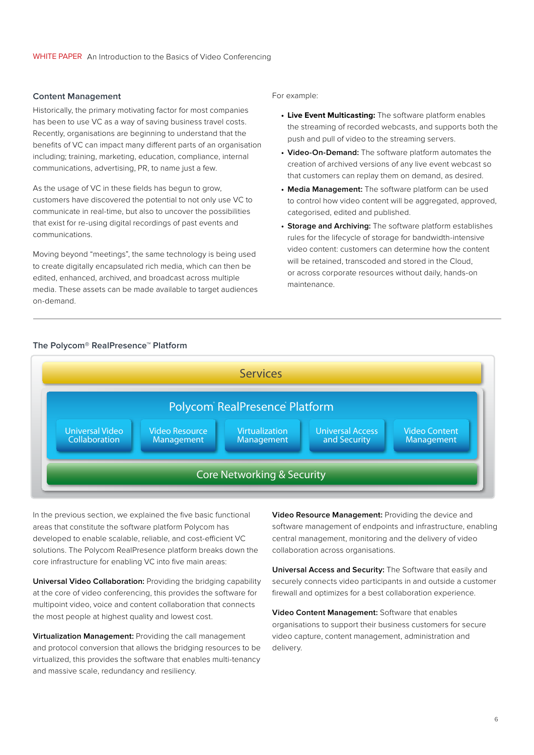## Content Management

Historically, the primary motivating factor for most companies has been to use VC as a way of saving business travel costs. Recently, organisations are beginning to understand that the benefits of VC can impact many different parts of an organisation including; training, marketing, education, compliance, internal communications, advertising, PR, to name just a few.

As the usage of VC in these fields has begun to grow, customers have discovered the potential to not only use VC to communicate in real-time, but also to uncover the possibilities that exist for re-using digital recordings of past events and communications.

Moving beyond "meetings", the same technology is being used to create digitally encapsulated rich media, which can then be edited, enhanced, archived, and broadcast across multiple media. These assets can be made available to target audiences on-demand.

For example:

- **Live Event Multicasting:** The software platform enables the streaming of recorded webcasts, and supports both the push and pull of video to the streaming servers.
- **Video-On-Demand:** The software platform automates the creation of archived versions of any live event webcast so that customers can replay them on demand, as desired.
- **Media Management:** The software platform can be used to control how video content will be aggregated, approved, categorised, edited and published.
- **Storage and Archiving:** The software platform establishes rules for the lifecycle of storage for bandwidth-intensive video content: customers can determine how the content will be retained, transcoded and stored in the Cloud, or across corporate resources without daily, hands-on maintenance.

---

### The Polycom® RealPresence™ Platform

Services

Polycom® RealPresence® Platform

Universal Video Collaboration | Video Resource Management | Virtualization Management | Universal Access and Security | Video Content Management

Core Networking & Security

In the previous section, we explained the five basic functional areas that constitute the software platform Polycom has developed to enable scalable, reliable, and cost-efficient VC solutions. The Polycom RealPresence platform breaks down the core infrastructure for enabling VC into five main areas:

**Universal Video Collaboration:** Providing the bridging capability at the core of video conferencing, this provides the software for multipoint video, voice and content collaboration that connects the most people at highest quality and lowest cost.

**Virtualization Management:** Providing the call management and protocol conversion that allows the bridging resources to be virtualized, this provides the software that enables multi-tenancy and massive scale, redundancy and resiliency.

**Video Resource Management:** Providing the device and software management of endpoints and infrastructure, enabling central management, monitoring and the delivery of video collaboration across organisations.

**Universal Access and Security:** The Software that easily and securely connects video participants in and outside a customer firewall and optimizes for a best collaboration experience.

**Video Content Management:** Software that enables organisations to support their business customers for secure video capture, content management, administration and delivery.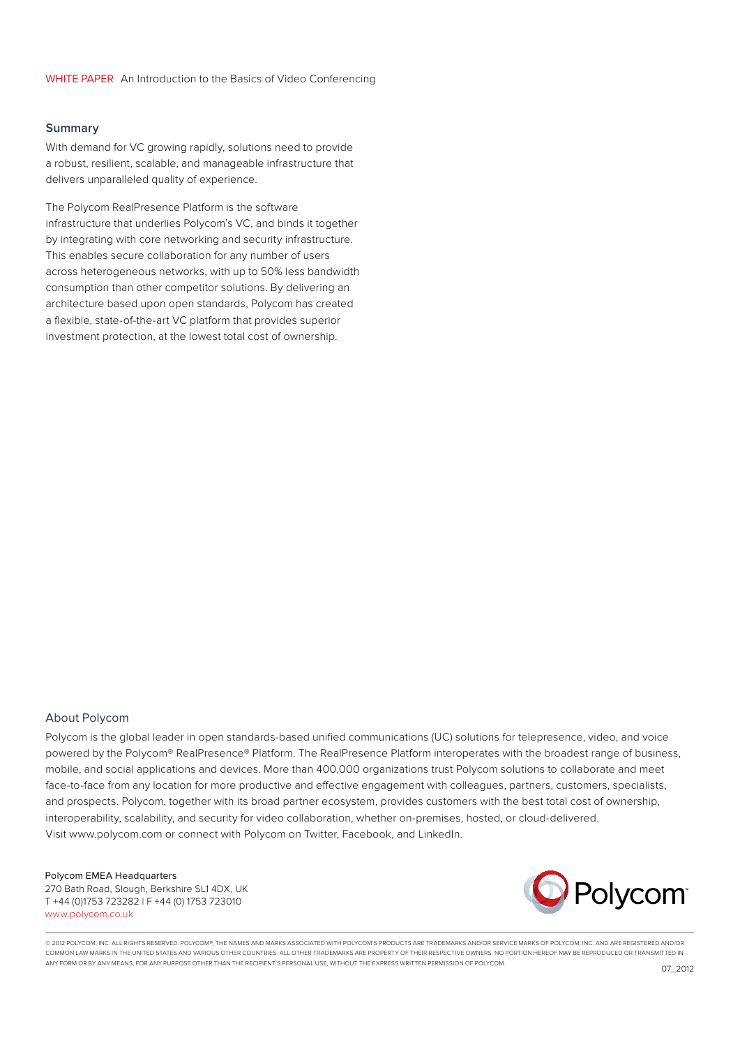## Summary

With demand for VC growing rapidly, solutions need to provide a robust, resilient, scalable, and manageable infrastructure that delivers unparalleled quality of experience.

The Polycom RealPresence Platform is the software infrastructure that underlies Polycom's VC, and binds it together by integrating with core networking and security infrastructure. This enables secure collaboration for any number of users across heterogeneous networks, with up to 50% less bandwidth consumption than other competitor solutions. By delivering an architecture based upon open standards, Polycom has created a flexible, state-of-the-art VC platform that provides superior investment protection, at the lowest total cost of ownership.

## About Polycom

Polycom is the global leader in open standards-based unified communications (UC) solutions for telepresence, video, and voice powered by the Polycom® RealPresence® Platform. The RealPresence Platform interoperates with the broadest range of business, mobile, and social applications and devices. More than 400,000 organizations trust Polycom solutions to collaborate and meet face-to-face from any location for more productive and effective engagement with colleagues, partners, customers, specialists, and prospects. Polycom, together with its broad partner ecosystem, provides customers with the best total cost of ownership, interoperability, scalability, and security for video collaboration, whether on-premises, hosted, or cloud-delivered. Visit www.polycom.com or connect with Polycom on Twitter, Facebook, and LinkedIn.

Polycom EMEA Headquarters
270 Bath Road, Slough, Berkshire SL1 4DX, UK
T +44 (0)1753 723282 | F +44 (0) 1753 723010
www.polycom.co.uk

Polycom™

© 2012 POLYCOM, INC. ALL RIGHTS RESERVED. POLYCOM®, THE NAMES AND MARKS ASSOCIATED WITH POLYCOM'S PRODUCTS ARE TRADEMARKS AND/OR SERVICE MARKS OF POLYCOM, INC. AND ARE REGISTERED AND/OR COMMON LAW MARKS IN THE UNITED STATES AND VARIOUS OTHER COUNTRIES. ALL OTHER TRADEMARKS ARE PROPERTY OF THEIR RESPECTIVE OWNERS. NO PORTION HEREOF MAY BE REPRODUCED OR TRANSMITTED IN ANY FORM OR BY ANY MEANS, FOR ANY PURPOSE OTHER THAN THE RECIPIENT'S PERSONAL USE, WITHOUT THE EXPRESS WRITTEN PERMISSION OF POLYCOM.

07_2012